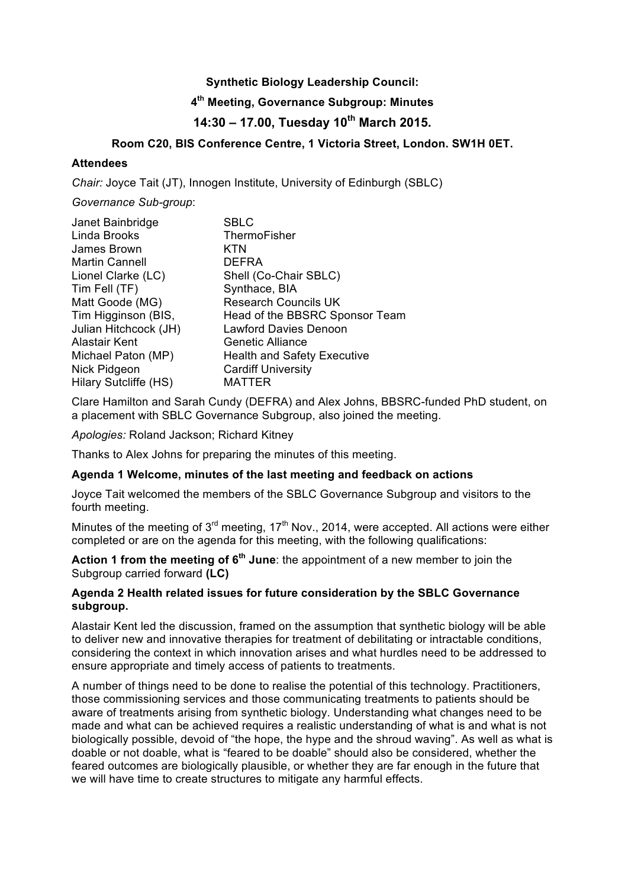**Synthetic Biology Leadership Council:**

**4th Meeting, Governance Subgroup: Minutes**

**14:30 – 17.00, Tuesday 10th March 2015.**

**Room C20, BIS Conference Centre, 1 Victoria Street, London. SW1H 0ET.**

**Attendees**

*Chair:* Joyce Tait (JT), Innogen Institute, University of Edinburgh (SBLC)

*Governance Sub-group*:

| | |
|---|---|
| Janet Bainbridge | SBLC |
| Linda Brooks | ThermoFisher |
| James Brown | KTN |
| Martin Cannell | DEFRA |
| Lionel Clarke (LC) | Shell (Co-Chair SBLC) |
| Tim Fell (TF) | Synthace, BIA |
| Matt Goode (MG) | Research Councils UK |
| Tim Higginson (BIS, | Head of the BBSRC Sponsor Team |
| Julian Hitchcock (JH) | Lawford Davies Denoon |
| Alastair Kent | Genetic Alliance |
| Michael Paton (MP) | Health and Safety Executive |
| Nick Pidgeon | Cardiff University |
| Hilary Sutcliffe (HS) | MATTER |

Clare Hamilton and Sarah Cundy (DEFRA) and Alex Johns, BBSRC-funded PhD student, on a placement with SBLC Governance Subgroup, also joined the meeting.

*Apologies:* Roland Jackson; Richard Kitney

Thanks to Alex Johns for preparing the minutes of this meeting.

**Agenda 1 Welcome, minutes of the last meeting and feedback on actions**

Joyce Tait welcomed the members of the SBLC Governance Subgroup and visitors to the fourth meeting.

Minutes of the meeting of 3rd meeting, 17th Nov., 2014, were accepted. All actions were either completed or are on the agenda for this meeting, with the following qualifications:

**Action 1 from the meeting of 6th June**: the appointment of a new member to join the Subgroup carried forward **(LC)**

**Agenda 2 Health related issues for future consideration by the SBLC Governance subgroup.**

Alastair Kent led the discussion, framed on the assumption that synthetic biology will be able to deliver new and innovative therapies for treatment of debilitating or intractable conditions, considering the context in which innovation arises and what hurdles need to be addressed to ensure appropriate and timely access of patients to treatments.

A number of things need to be done to realise the potential of this technology. Practitioners, those commissioning services and those communicating treatments to patients should be aware of treatments arising from synthetic biology. Understanding what changes need to be made and what can be achieved requires a realistic understanding of what is and what is not biologically possible, devoid of "the hope, the hype and the shroud waving". As well as what is doable or not doable, what is "feared to be doable" should also be considered, whether the feared outcomes are biologically plausible, or whether they are far enough in the future that we will have time to create structures to mitigate any harmful effects.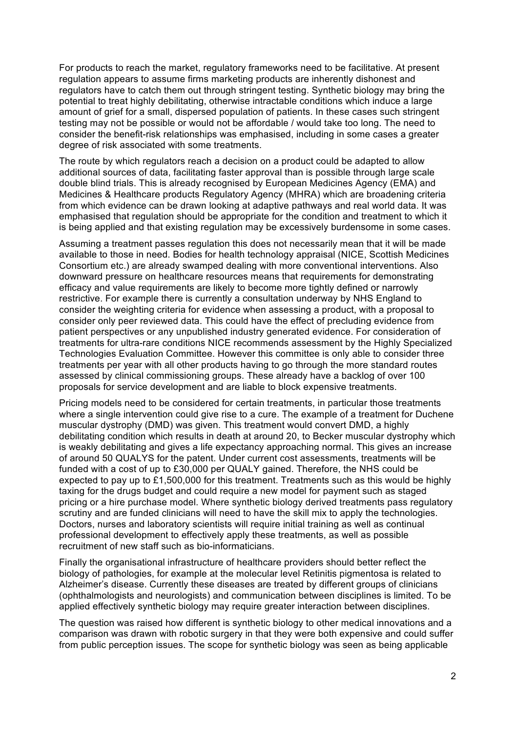For products to reach the market, regulatory frameworks need to be facilitative. At present regulation appears to assume firms marketing products are inherently dishonest and regulators have to catch them out through stringent testing. Synthetic biology may bring the potential to treat highly debilitating, otherwise intractable conditions which induce a large amount of grief for a small, dispersed population of patients. In these cases such stringent testing may not be possible or would not be affordable / would take too long. The need to consider the benefit-risk relationships was emphasised, including in some cases a greater degree of risk associated with some treatments.

The route by which regulators reach a decision on a product could be adapted to allow additional sources of data, facilitating faster approval than is possible through large scale double blind trials. This is already recognised by European Medicines Agency (EMA) and Medicines & Healthcare products Regulatory Agency (MHRA) which are broadening criteria from which evidence can be drawn looking at adaptive pathways and real world data. It was emphasised that regulation should be appropriate for the condition and treatment to which it is being applied and that existing regulation may be excessively burdensome in some cases.

Assuming a treatment passes regulation this does not necessarily mean that it will be made available to those in need. Bodies for health technology appraisal (NICE, Scottish Medicines Consortium etc.) are already swamped dealing with more conventional interventions. Also downward pressure on healthcare resources means that requirements for demonstrating efficacy and value requirements are likely to become more tightly defined or narrowly restrictive. For example there is currently a consultation underway by NHS England to consider the weighting criteria for evidence when assessing a product, with a proposal to consider only peer reviewed data. This could have the effect of precluding evidence from patient perspectives or any unpublished industry generated evidence. For consideration of treatments for ultra-rare conditions NICE recommends assessment by the Highly Specialized Technologies Evaluation Committee. However this committee is only able to consider three treatments per year with all other products having to go through the more standard routes assessed by clinical commissioning groups. These already have a backlog of over 100 proposals for service development and are liable to block expensive treatments.

Pricing models need to be considered for certain treatments, in particular those treatments where a single intervention could give rise to a cure. The example of a treatment for Duchene muscular dystrophy (DMD) was given. This treatment would convert DMD, a highly debilitating condition which results in death at around 20, to Becker muscular dystrophy which is weakly debilitating and gives a life expectancy approaching normal. This gives an increase of around 50 QUALYS for the patent. Under current cost assessments, treatments will be funded with a cost of up to £30,000 per QUALY gained. Therefore, the NHS could be expected to pay up to £1,500,000 for this treatment. Treatments such as this would be highly taxing for the drugs budget and could require a new model for payment such as staged pricing or a hire purchase model. Where synthetic biology derived treatments pass regulatory scrutiny and are funded clinicians will need to have the skill mix to apply the technologies. Doctors, nurses and laboratory scientists will require initial training as well as continual professional development to effectively apply these treatments, as well as possible recruitment of new staff such as bio-informaticians.

Finally the organisational infrastructure of healthcare providers should better reflect the biology of pathologies, for example at the molecular level Retinitis pigmentosa is related to Alzheimer's disease. Currently these diseases are treated by different groups of clinicians (ophthalmologists and neurologists) and communication between disciplines is limited. To be applied effectively synthetic biology may require greater interaction between disciplines.

The question was raised how different is synthetic biology to other medical innovations and a comparison was drawn with robotic surgery in that they were both expensive and could suffer from public perception issues. The scope for synthetic biology was seen as being applicable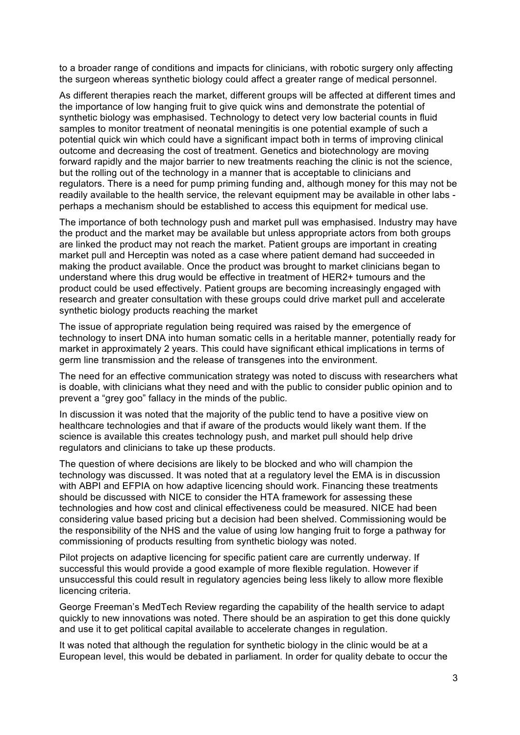to a broader range of conditions and impacts for clinicians, with robotic surgery only affecting the surgeon whereas synthetic biology could affect a greater range of medical personnel.

As different therapies reach the market, different groups will be affected at different times and the importance of low hanging fruit to give quick wins and demonstrate the potential of synthetic biology was emphasised. Technology to detect very low bacterial counts in fluid samples to monitor treatment of neonatal meningitis is one potential example of such a potential quick win which could have a significant impact both in terms of improving clinical outcome and decreasing the cost of treatment. Genetics and biotechnology are moving forward rapidly and the major barrier to new treatments reaching the clinic is not the science, but the rolling out of the technology in a manner that is acceptable to clinicians and regulators. There is a need for pump priming funding and, although money for this may not be readily available to the health service, the relevant equipment may be available in other labs - perhaps a mechanism should be established to access this equipment for medical use.

The importance of both technology push and market pull was emphasised. Industry may have the product and the market may be available but unless appropriate actors from both groups are linked the product may not reach the market. Patient groups are important in creating market pull and Herceptin was noted as a case where patient demand had succeeded in making the product available. Once the product was brought to market clinicians began to understand where this drug would be effective in treatment of HER2+ tumours and the product could be used effectively. Patient groups are becoming increasingly engaged with research and greater consultation with these groups could drive market pull and accelerate synthetic biology products reaching the market

The issue of appropriate regulation being required was raised by the emergence of technology to insert DNA into human somatic cells in a heritable manner, potentially ready for market in approximately 2 years. This could have significant ethical implications in terms of germ line transmission and the release of transgenes into the environment.

The need for an effective communication strategy was noted to discuss with researchers what is doable, with clinicians what they need and with the public to consider public opinion and to prevent a "grey goo" fallacy in the minds of the public.

In discussion it was noted that the majority of the public tend to have a positive view on healthcare technologies and that if aware of the products would likely want them. If the science is available this creates technology push, and market pull should help drive regulators and clinicians to take up these products.

The question of where decisions are likely to be blocked and who will champion the technology was discussed. It was noted that at a regulatory level the EMA is in discussion with ABPI and EFPIA on how adaptive licencing should work. Financing these treatments should be discussed with NICE to consider the HTA framework for assessing these technologies and how cost and clinical effectiveness could be measured. NICE had been considering value based pricing but a decision had been shelved. Commissioning would be the responsibility of the NHS and the value of using low hanging fruit to forge a pathway for commissioning of products resulting from synthetic biology was noted.

Pilot projects on adaptive licencing for specific patient care are currently underway. If successful this would provide a good example of more flexible regulation. However if unsuccessful this could result in regulatory agencies being less likely to allow more flexible licencing criteria.

George Freeman's MedTech Review regarding the capability of the health service to adapt quickly to new innovations was noted. There should be an aspiration to get this done quickly and use it to get political capital available to accelerate changes in regulation.

It was noted that although the regulation for synthetic biology in the clinic would be at a European level, this would be debated in parliament. In order for quality debate to occur the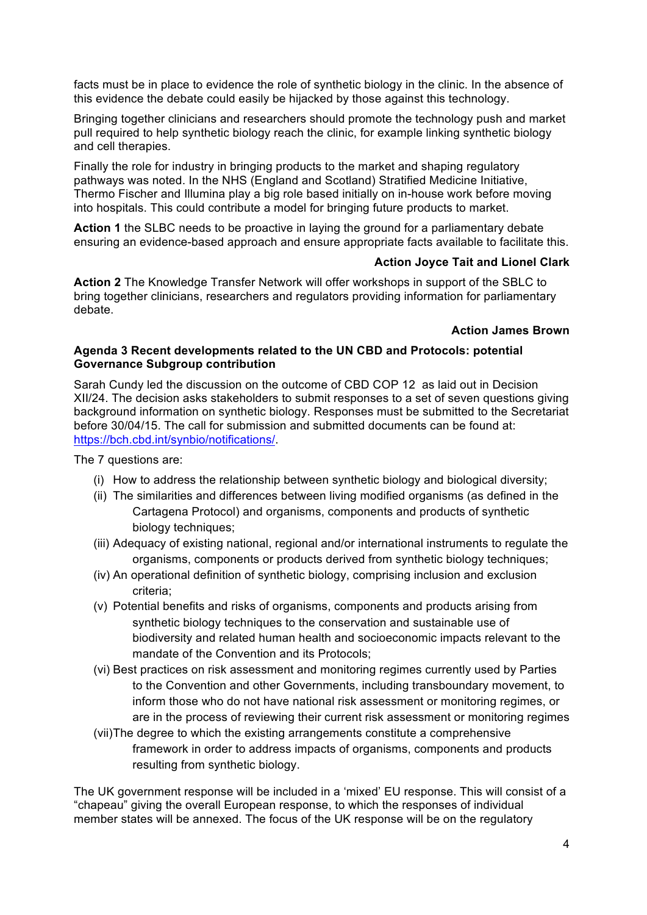facts must be in place to evidence the role of synthetic biology in the clinic. In the absence of this evidence the debate could easily be hijacked by those against this technology.

Bringing together clinicians and researchers should promote the technology push and market pull required to help synthetic biology reach the clinic, for example linking synthetic biology and cell therapies.

Finally the role for industry in bringing products to the market and shaping regulatory pathways was noted. In the NHS (England and Scotland) Stratified Medicine Initiative, Thermo Fischer and Illumina play a big role based initially on in-house work before moving into hospitals. This could contribute a model for bringing future products to market.

**Action 1** the SLBC needs to be proactive in laying the ground for a parliamentary debate ensuring an evidence-based approach and ensure appropriate facts available to facilitate this.

**Action Joyce Tait and Lionel Clark**

**Action 2** The Knowledge Transfer Network will offer workshops in support of the SBLC to bring together clinicians, researchers and regulators providing information for parliamentary debate.

**Action James Brown**

**Agenda 3 Recent developments related to the UN CBD and Protocols: potential Governance Subgroup contribution**

Sarah Cundy led the discussion on the outcome of CBD COP 12 as laid out in Decision XII/24. The decision asks stakeholders to submit responses to a set of seven questions giving background information on synthetic biology. Responses must be submitted to the Secretariat before 30/04/15. The call for submission and submitted documents can be found at: https://bch.cbd.int/synbio/notifications/.

The 7 questions are:

(i) How to address the relationship between synthetic biology and biological diversity;

(ii) The similarities and differences between living modified organisms (as defined in the Cartagena Protocol) and organisms, components and products of synthetic biology techniques;

(iii) Adequacy of existing national, regional and/or international instruments to regulate the organisms, components or products derived from synthetic biology techniques;

(iv) An operational definition of synthetic biology, comprising inclusion and exclusion criteria;

(v) Potential benefits and risks of organisms, components and products arising from synthetic biology techniques to the conservation and sustainable use of biodiversity and related human health and socioeconomic impacts relevant to the mandate of the Convention and its Protocols;

(vi) Best practices on risk assessment and monitoring regimes currently used by Parties to the Convention and other Governments, including transboundary movement, to inform those who do not have national risk assessment or monitoring regimes, or are in the process of reviewing their current risk assessment or monitoring regimes

(vii) The degree to which the existing arrangements constitute a comprehensive framework in order to address impacts of organisms, components and products resulting from synthetic biology.

The UK government response will be included in a 'mixed' EU response. This will consist of a "chapeau" giving the overall European response, to which the responses of individual member states will be annexed. The focus of the UK response will be on the regulatory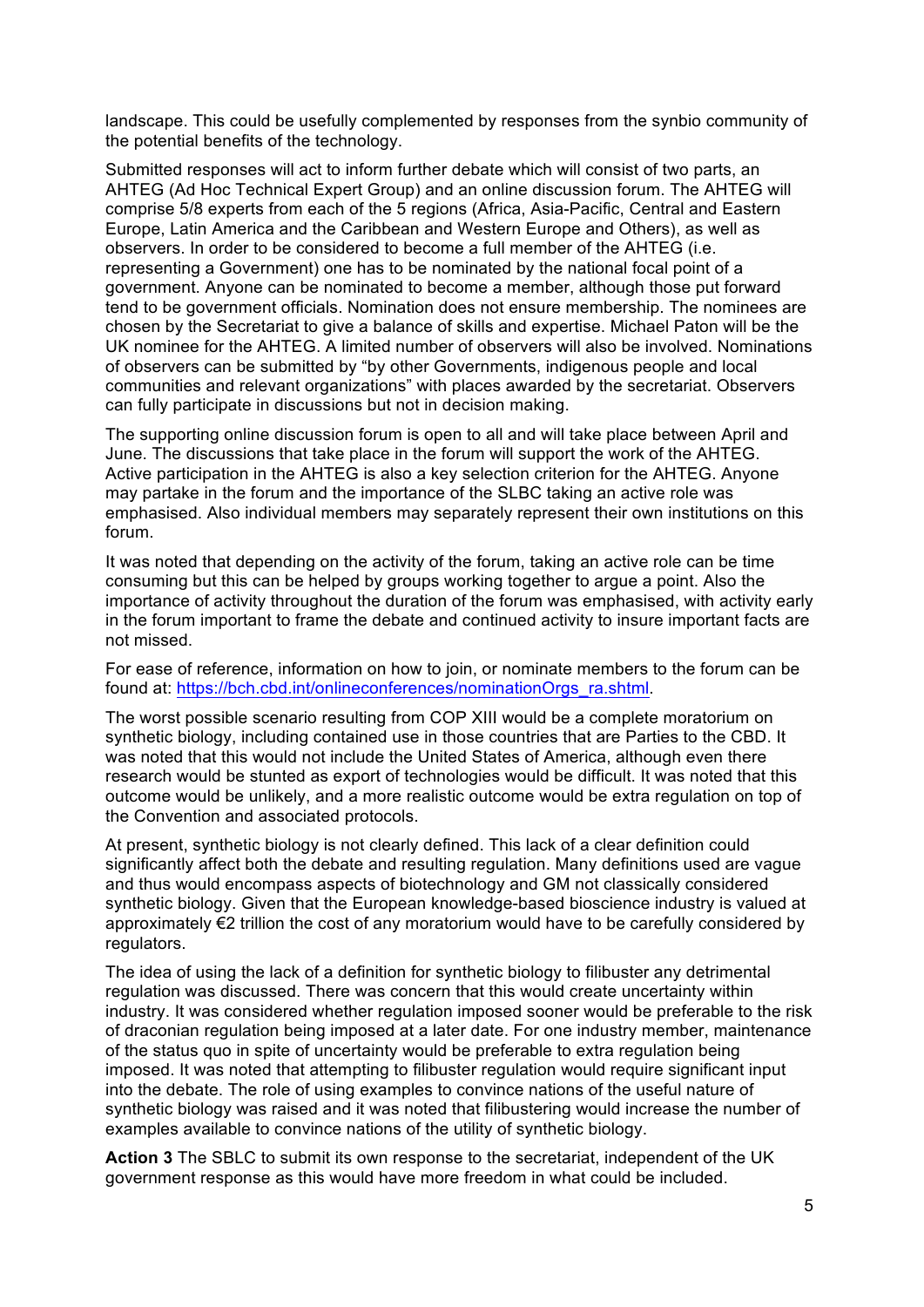landscape. This could be usefully complemented by responses from the synbio community of the potential benefits of the technology.

Submitted responses will act to inform further debate which will consist of two parts, an AHTEG (Ad Hoc Technical Expert Group) and an online discussion forum. The AHTEG will comprise 5/8 experts from each of the 5 regions (Africa, Asia-Pacific, Central and Eastern Europe, Latin America and the Caribbean and Western Europe and Others), as well as observers. In order to be considered to become a full member of the AHTEG (i.e. representing a Government) one has to be nominated by the national focal point of a government. Anyone can be nominated to become a member, although those put forward tend to be government officials. Nomination does not ensure membership. The nominees are chosen by the Secretariat to give a balance of skills and expertise. Michael Paton will be the UK nominee for the AHTEG. A limited number of observers will also be involved. Nominations of observers can be submitted by "by other Governments, indigenous people and local communities and relevant organizations" with places awarded by the secretariat. Observers can fully participate in discussions but not in decision making.

The supporting online discussion forum is open to all and will take place between April and June. The discussions that take place in the forum will support the work of the AHTEG. Active participation in the AHTEG is also a key selection criterion for the AHTEG. Anyone may partake in the forum and the importance of the SLBC taking an active role was emphasised. Also individual members may separately represent their own institutions on this forum.

It was noted that depending on the activity of the forum, taking an active role can be time consuming but this can be helped by groups working together to argue a point. Also the importance of activity throughout the duration of the forum was emphasised, with activity early in the forum important to frame the debate and continued activity to insure important facts are not missed.

For ease of reference, information on how to join, or nominate members to the forum can be found at: https://bch.cbd.int/onlineconferences/nominationOrgs_ra.shtml.

The worst possible scenario resulting from COP XIII would be a complete moratorium on synthetic biology, including contained use in those countries that are Parties to the CBD. It was noted that this would not include the United States of America, although even there research would be stunted as export of technologies would be difficult. It was noted that this outcome would be unlikely, and a more realistic outcome would be extra regulation on top of the Convention and associated protocols.

At present, synthetic biology is not clearly defined. This lack of a clear definition could significantly affect both the debate and resulting regulation. Many definitions used are vague and thus would encompass aspects of biotechnology and GM not classically considered synthetic biology. Given that the European knowledge-based bioscience industry is valued at approximately €2 trillion the cost of any moratorium would have to be carefully considered by regulators.

The idea of using the lack of a definition for synthetic biology to filibuster any detrimental regulation was discussed. There was concern that this would create uncertainty within industry. It was considered whether regulation imposed sooner would be preferable to the risk of draconian regulation being imposed at a later date. For one industry member, maintenance of the status quo in spite of uncertainty would be preferable to extra regulation being imposed. It was noted that attempting to filibuster regulation would require significant input into the debate. The role of using examples to convince nations of the useful nature of synthetic biology was raised and it was noted that filibustering would increase the number of examples available to convince nations of the utility of synthetic biology.

**Action 3** The SBLC to submit its own response to the secretariat, independent of the UK government response as this would have more freedom in what could be included.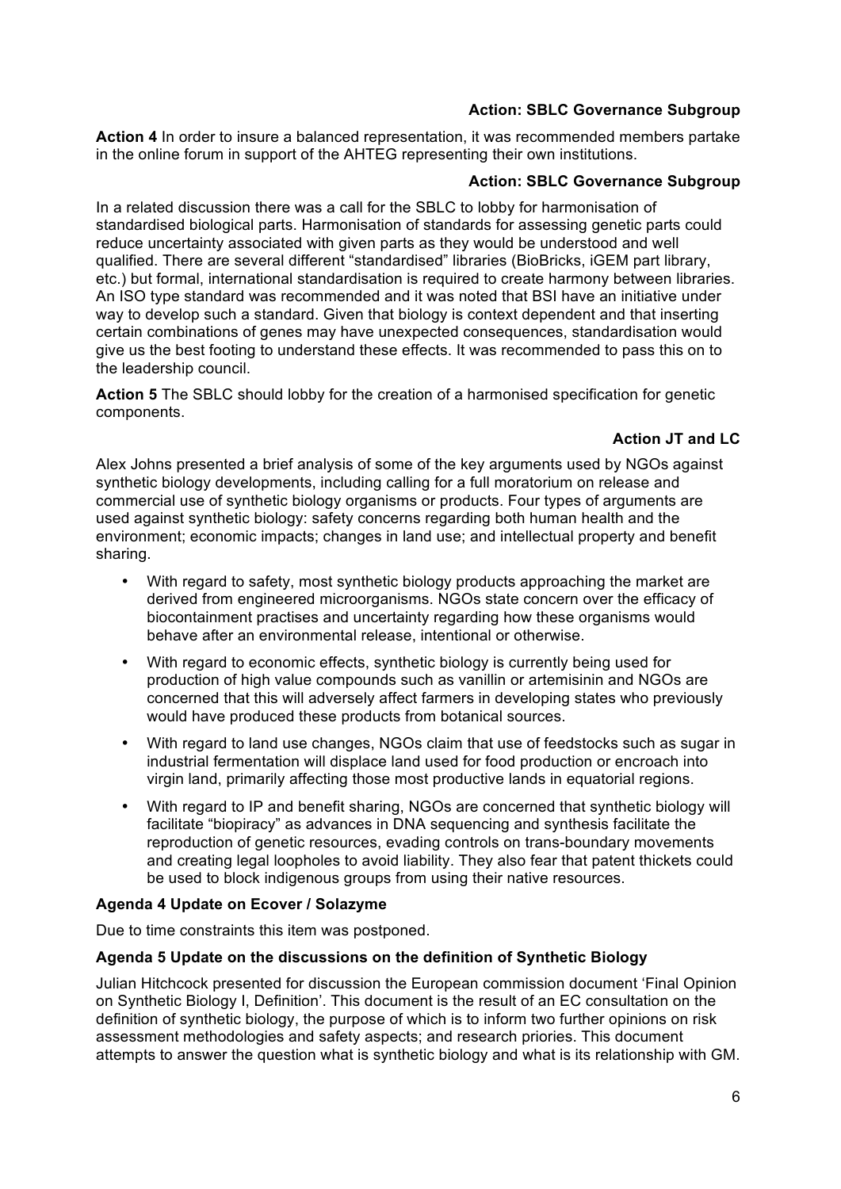**Action: SBLC Governance Subgroup**

**Action 4** In order to insure a balanced representation, it was recommended members partake in the online forum in support of the AHTEG representing their own institutions.

**Action: SBLC Governance Subgroup**

In a related discussion there was a call for the SBLC to lobby for harmonisation of standardised biological parts. Harmonisation of standards for assessing genetic parts could reduce uncertainty associated with given parts as they would be understood and well qualified. There are several different "standardised" libraries (BioBricks, iGEM part library, etc.) but formal, international standardisation is required to create harmony between libraries. An ISO type standard was recommended and it was noted that BSI have an initiative under way to develop such a standard. Given that biology is context dependent and that inserting certain combinations of genes may have unexpected consequences, standardisation would give us the best footing to understand these effects. It was recommended to pass this on to the leadership council.

**Action 5** The SBLC should lobby for the creation of a harmonised specification for genetic components.

**Action JT and LC**

Alex Johns presented a brief analysis of some of the key arguments used by NGOs against synthetic biology developments, including calling for a full moratorium on release and commercial use of synthetic biology organisms or products. Four types of arguments are used against synthetic biology: safety concerns regarding both human health and the environment; economic impacts; changes in land use; and intellectual property and benefit sharing.

- With regard to safety, most synthetic biology products approaching the market are derived from engineered microorganisms. NGOs state concern over the efficacy of biocontainment practises and uncertainty regarding how these organisms would behave after an environmental release, intentional or otherwise.
- With regard to economic effects, synthetic biology is currently being used for production of high value compounds such as vanillin or artemisinin and NGOs are concerned that this will adversely affect farmers in developing states who previously would have produced these products from botanical sources.
- With regard to land use changes, NGOs claim that use of feedstocks such as sugar in industrial fermentation will displace land used for food production or encroach into virgin land, primarily affecting those most productive lands in equatorial regions.
- With regard to IP and benefit sharing, NGOs are concerned that synthetic biology will facilitate "biopiracy" as advances in DNA sequencing and synthesis facilitate the reproduction of genetic resources, evading controls on trans-boundary movements and creating legal loopholes to avoid liability. They also fear that patent thickets could be used to block indigenous groups from using their native resources.

**Agenda 4 Update on Ecover / Solazyme**

Due to time constraints this item was postponed.

**Agenda 5 Update on the discussions on the definition of Synthetic Biology**

Julian Hitchcock presented for discussion the European commission document 'Final Opinion on Synthetic Biology I, Definition'. This document is the result of an EC consultation on the definition of synthetic biology, the purpose of which is to inform two further opinions on risk assessment methodologies and safety aspects; and research priories. This document attempts to answer the question what is synthetic biology and what is its relationship with GM.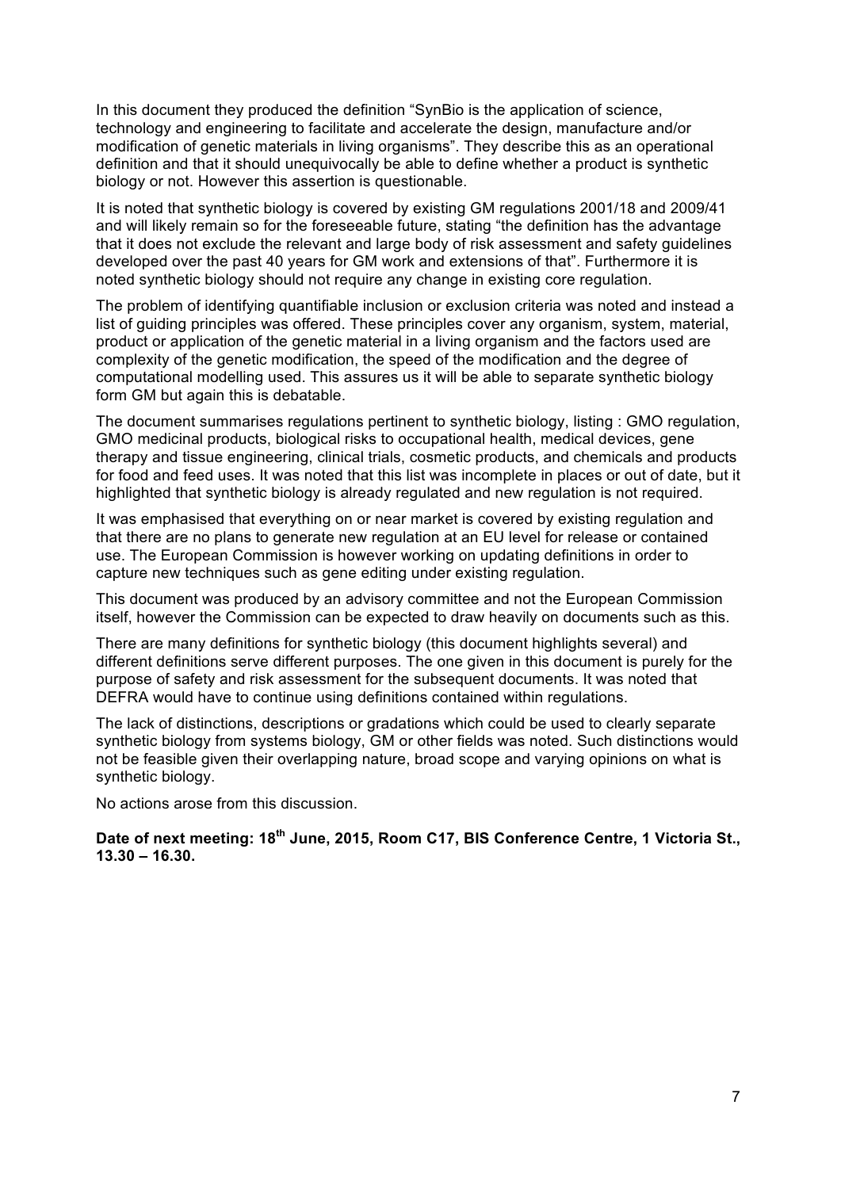In this document they produced the definition "SynBio is the application of science, technology and engineering to facilitate and accelerate the design, manufacture and/or modification of genetic materials in living organisms". They describe this as an operational definition and that it should unequivocally be able to define whether a product is synthetic biology or not. However this assertion is questionable.

It is noted that synthetic biology is covered by existing GM regulations 2001/18 and 2009/41 and will likely remain so for the foreseeable future, stating "the definition has the advantage that it does not exclude the relevant and large body of risk assessment and safety guidelines developed over the past 40 years for GM work and extensions of that". Furthermore it is noted synthetic biology should not require any change in existing core regulation.

The problem of identifying quantifiable inclusion or exclusion criteria was noted and instead a list of guiding principles was offered. These principles cover any organism, system, material, product or application of the genetic material in a living organism and the factors used are complexity of the genetic modification, the speed of the modification and the degree of computational modelling used. This assures us it will be able to separate synthetic biology form GM but again this is debatable.

The document summarises regulations pertinent to synthetic biology, listing : GMO regulation, GMO medicinal products, biological risks to occupational health, medical devices, gene therapy and tissue engineering, clinical trials, cosmetic products, and chemicals and products for food and feed uses. It was noted that this list was incomplete in places or out of date, but it highlighted that synthetic biology is already regulated and new regulation is not required.

It was emphasised that everything on or near market is covered by existing regulation and that there are no plans to generate new regulation at an EU level for release or contained use. The European Commission is however working on updating definitions in order to capture new techniques such as gene editing under existing regulation.

This document was produced by an advisory committee and not the European Commission itself, however the Commission can be expected to draw heavily on documents such as this.

There are many definitions for synthetic biology (this document highlights several) and different definitions serve different purposes. The one given in this document is purely for the purpose of safety and risk assessment for the subsequent documents. It was noted that DEFRA would have to continue using definitions contained within regulations.

The lack of distinctions, descriptions or gradations which could be used to clearly separate synthetic biology from systems biology, GM or other fields was noted. Such distinctions would not be feasible given their overlapping nature, broad scope and varying opinions on what is synthetic biology.

No actions arose from this discussion.

**Date of next meeting: 18th June, 2015, Room C17, BIS Conference Centre, 1 Victoria St., 13.30 – 16.30.**